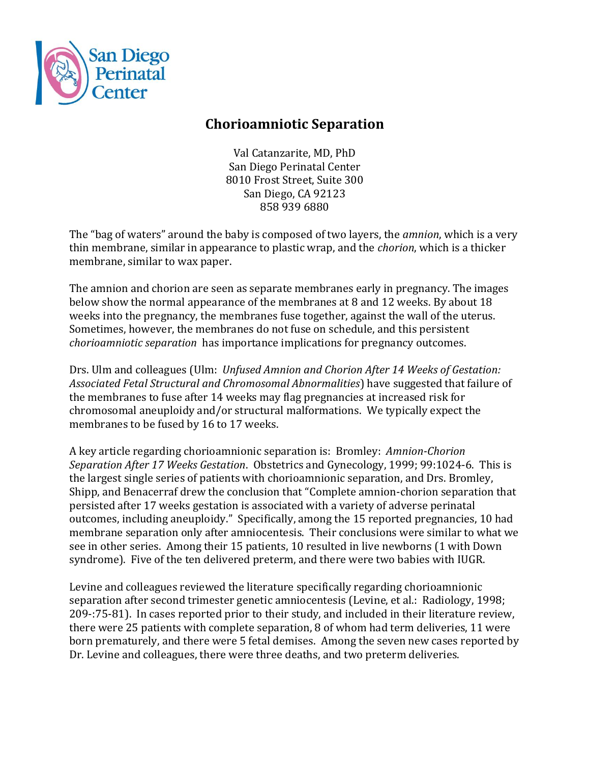San Diego Perinatal Center

# Chorioamniotic Separation

Val Catanzarite, MD, PhD
San Diego Perinatal Center
8010 Frost Street, Suite 300
San Diego, CA 92123
858 939 6880

The "bag of waters" around the baby is composed of two layers, the *amnion*, which is a very thin membrane, similar in appearance to plastic wrap, and the *chorion*, which is a thicker membrane, similar to wax paper.

The amnion and chorion are seen as separate membranes early in pregnancy. The images below show the normal appearance of the membranes at 8 and 12 weeks. By about 18 weeks into the pregnancy, the membranes fuse together, against the wall of the uterus. Sometimes, however, the membranes do not fuse on schedule, and this persistent *chorioamniotic separation* has importance implications for pregnancy outcomes.

Drs. Ulm and colleagues (Ulm: *Unfused Amnion and Chorion After 14 Weeks of Gestation: Associated Fetal Structural and Chromosomal Abnormalities*) have suggested that failure of the membranes to fuse after 14 weeks may flag pregnancies at increased risk for chromosomal aneuploidy and/or structural malformations. We typically expect the membranes to be fused by 16 to 17 weeks.

A key article regarding chorioamnionic separation is: Bromley: *Amnion-Chorion Separation After 17 Weeks Gestation*. Obstetrics and Gynecology, 1999; 99:1024-6. This is the largest single series of patients with chorioamnionic separation, and Drs. Bromley, Shipp, and Benacerraf drew the conclusion that "Complete amnion-chorion separation that persisted after 17 weeks gestation is associated with a variety of adverse perinatal outcomes, including aneuploidy." Specifically, among the 15 reported pregnancies, 10 had membrane separation only after amniocentesis. Their conclusions were similar to what we see in other series. Among their 15 patients, 10 resulted in live newborns (1 with Down syndrome). Five of the ten delivered preterm, and there were two babies with IUGR.

Levine and colleagues reviewed the literature specifically regarding chorioamnionic separation after second trimester genetic amniocentesis (Levine, et al.: Radiology, 1998; 209-:75-81). In cases reported prior to their study, and included in their literature review, there were 25 patients with complete separation, 8 of whom had term deliveries, 11 were born prematurely, and there were 5 fetal demises. Among the seven new cases reported by Dr. Levine and colleagues, there were three deaths, and two preterm deliveries.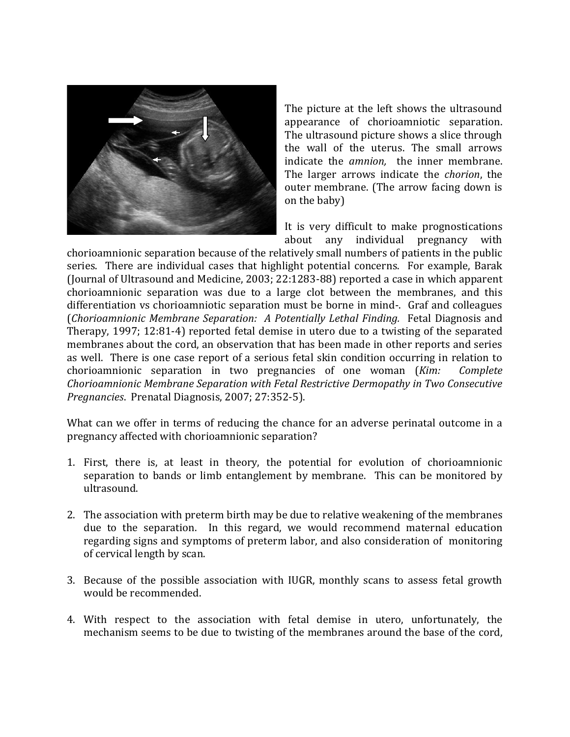The picture at the left shows the ultrasound appearance of chorioamniotic separation. The ultrasound picture shows a slice through the wall of the uterus. The small arrows indicate the *amnion,* the inner membrane. The larger arrows indicate the *chorion*, the outer membrane. (The arrow facing down is on the baby)

It is very difficult to make prognostications about any individual pregnancy with chorioamnionic separation because of the relatively small numbers of patients in the public series. There are individual cases that highlight potential concerns. For example, Barak (Journal of Ultrasound and Medicine, 2003; 22:1283-88) reported a case in which apparent chorioamnionic separation was due to a large clot between the membranes, and this differentiation vs chorioamniotic separation must be borne in mind-. Graf and colleagues (*Chorioamnionic Membrane Separation: A Potentially Lethal Finding.* Fetal Diagnosis and Therapy, 1997; 12:81-4) reported fetal demise in utero due to a twisting of the separated membranes about the cord, an observation that has been made in other reports and series as well. There is one case report of a serious fetal skin condition occurring in relation to chorioamnionic separation in two pregnancies of one woman (*Kim: Complete Chorioamnionic Membrane Separation with Fetal Restrictive Dermopathy in Two Consecutive Pregnancies*. Prenatal Diagnosis, 2007; 27:352-5).

What can we offer in terms of reducing the chance for an adverse perinatal outcome in a pregnancy affected with chorioamnionic separation?

1. First, there is, at least in theory, the potential for evolution of chorioamnionic separation to bands or limb entanglement by membrane. This can be monitored by ultrasound.

2. The association with preterm birth may be due to relative weakening of the membranes due to the separation. In this regard, we would recommend maternal education regarding signs and symptoms of preterm labor, and also consideration of monitoring of cervical length by scan.

3. Because of the possible association with IUGR, monthly scans to assess fetal growth would be recommended.

4. With respect to the association with fetal demise in utero, unfortunately, the mechanism seems to be due to twisting of the membranes around the base of the cord,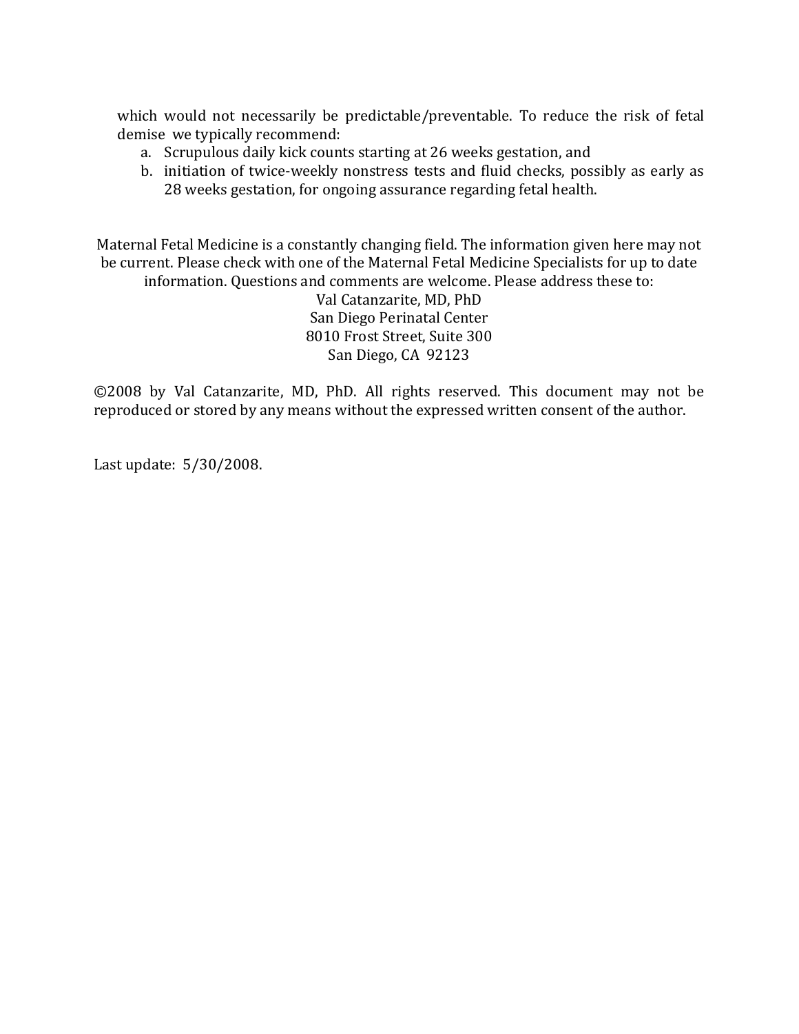which would not necessarily be predictable/preventable. To reduce the risk of fetal demise we typically recommend:

a. Scrupulous daily kick counts starting at 26 weeks gestation, and
b. initiation of twice-weekly nonstress tests and fluid checks, possibly as early as 28 weeks gestation, for ongoing assurance regarding fetal health.

Maternal Fetal Medicine is a constantly changing field. The information given here may not be current. Please check with one of the Maternal Fetal Medicine Specialists for up to date information. Questions and comments are welcome. Please address these to:
Val Catanzarite, MD, PhD
San Diego Perinatal Center
8010 Frost Street, Suite 300
San Diego, CA 92123

©2008 by Val Catanzarite, MD, PhD. All rights reserved. This document may not be reproduced or stored by any means without the expressed written consent of the author.

Last update: 5/30/2008.